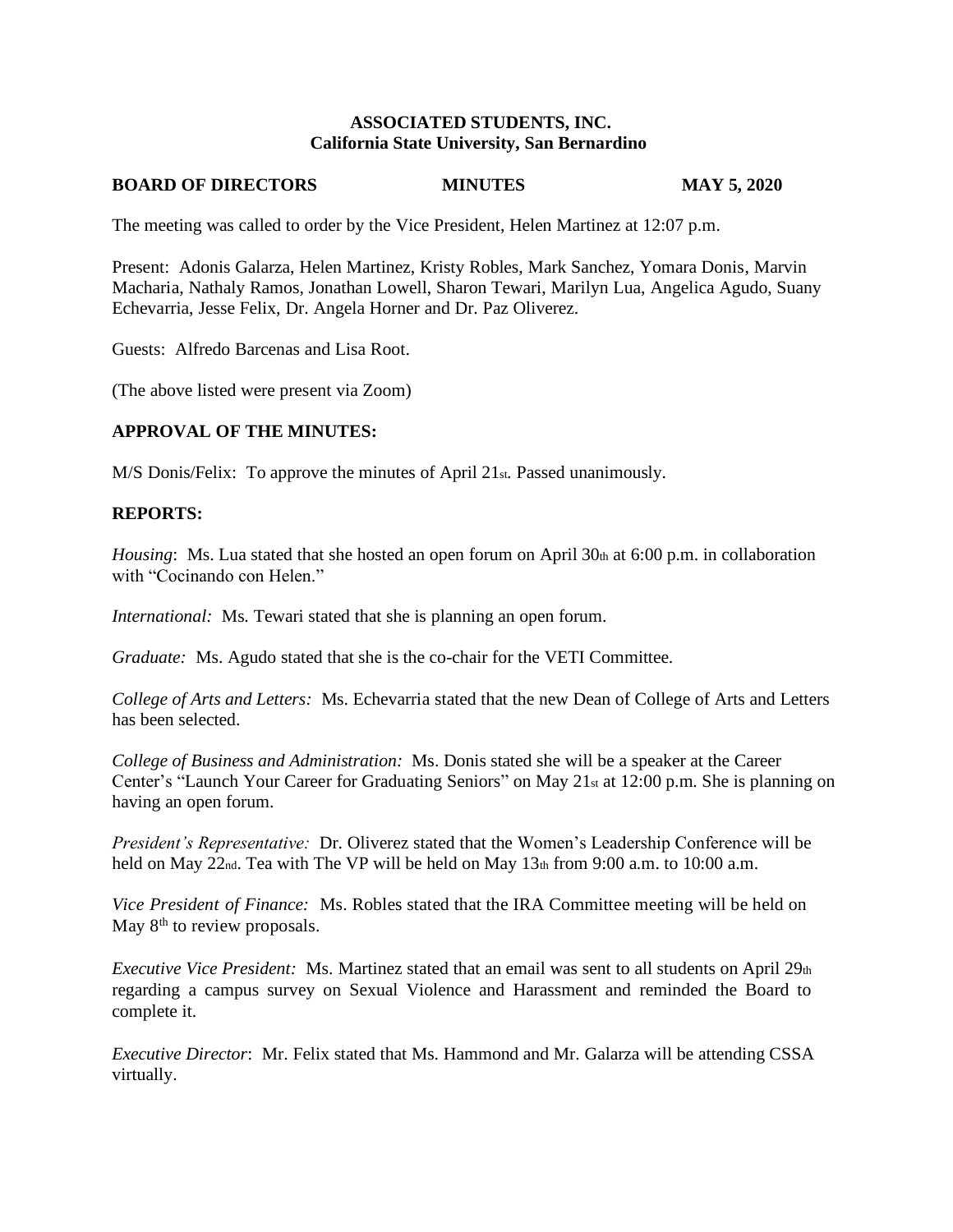**ASSOCIATED STUDENTS, INC.**
**California State University, San Bernardino**

**BOARD OF DIRECTORS MINUTES MAY 5, 2020**

The meeting was called to order by the Vice President, Helen Martinez at 12:07 p.m.

Present: Adonis Galarza, Helen Martinez, Kristy Robles, Mark Sanchez, Yomara Donis, Marvin Macharia, Nathaly Ramos, Jonathan Lowell, Sharon Tewari, Marilyn Lua, Angelica Agudo, Suany Echevarria, Jesse Felix, Dr. Angela Horner and Dr. Paz Oliverez.

Guests: Alfredo Barcenas and Lisa Root.

(The above listed were present via Zoom)

**APPROVAL OF THE MINUTES:**

M/S Donis/Felix: To approve the minutes of April 21st. Passed unanimously.

**REPORTS:**

*Housing*: Ms. Lua stated that she hosted an open forum on April 30th at 6:00 p.m. in collaboration with "Cocinando con Helen."

*International:* Ms. Tewari stated that she is planning an open forum.

*Graduate:* Ms. Agudo stated that she is the co-chair for the VETI Committee.

*College of Arts and Letters:* Ms. Echevarria stated that the new Dean of College of Arts and Letters has been selected.

*College of Business and Administration:* Ms. Donis stated she will be a speaker at the Career Center's "Launch Your Career for Graduating Seniors" on May 21st at 12:00 p.m. She is planning on having an open forum.

*President's Representative:* Dr. Oliverez stated that the Women's Leadership Conference will be held on May 22nd. Tea with The VP will be held on May 13th from 9:00 a.m. to 10:00 a.m.

*Vice President of Finance:* Ms. Robles stated that the IRA Committee meeting will be held on May 8th to review proposals.

*Executive Vice President:* Ms. Martinez stated that an email was sent to all students on April 29th regarding a campus survey on Sexual Violence and Harassment and reminded the Board to complete it.

*Executive Director*: Mr. Felix stated that Ms. Hammond and Mr. Galarza will be attending CSSA virtually.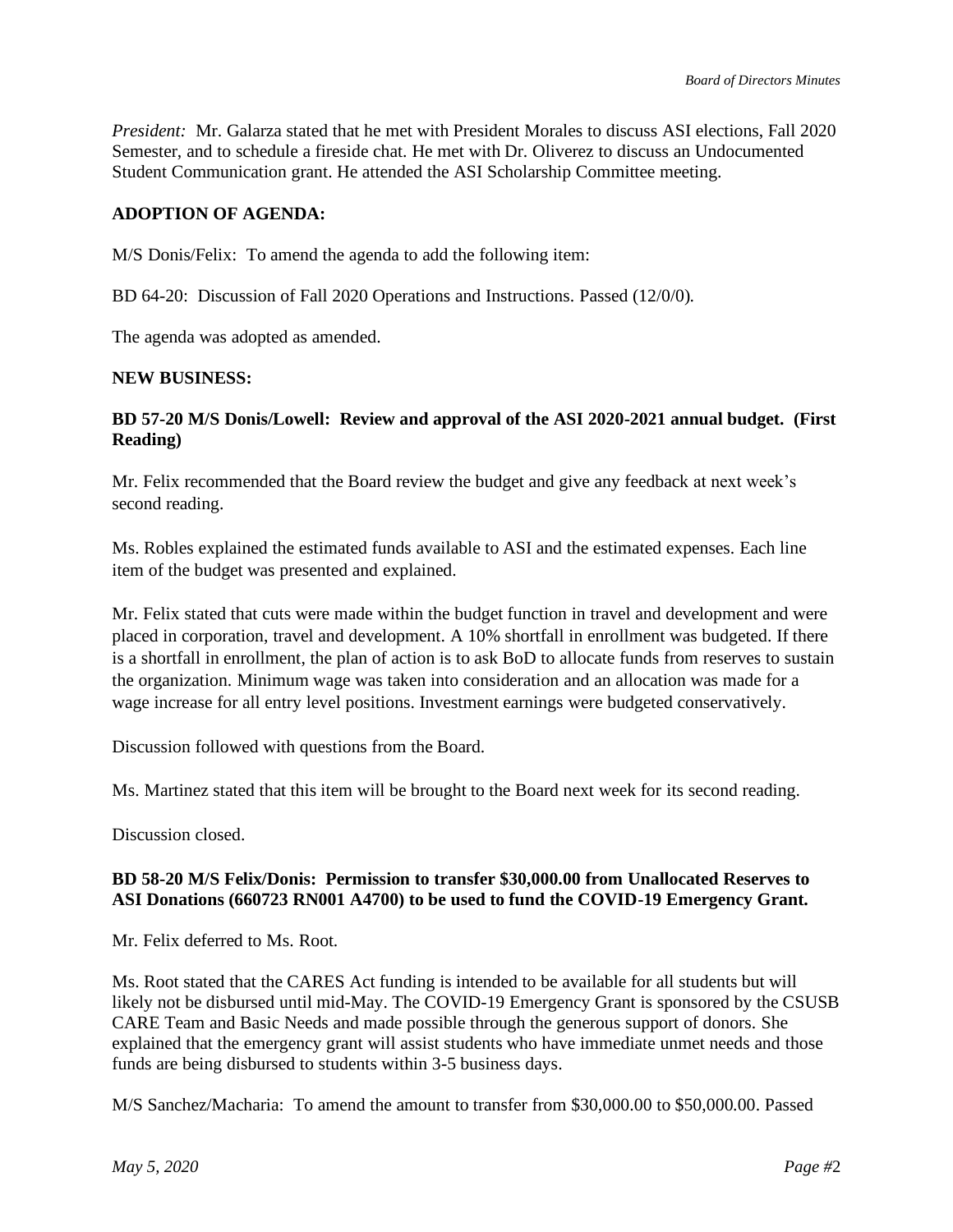*President:* Mr. Galarza stated that he met with President Morales to discuss ASI elections, Fall 2020 Semester, and to schedule a fireside chat. He met with Dr. Oliverez to discuss an Undocumented Student Communication grant. He attended the ASI Scholarship Committee meeting.

**ADOPTION OF AGENDA:**

M/S Donis/Felix: To amend the agenda to add the following item:

BD 64-20: Discussion of Fall 2020 Operations and Instructions. Passed (12/0/0).

The agenda was adopted as amended.

**NEW BUSINESS:**

**BD 57-20 M/S Donis/Lowell: Review and approval of the ASI 2020-2021 annual budget. (First Reading)**

Mr. Felix recommended that the Board review the budget and give any feedback at next week's second reading.

Ms. Robles explained the estimated funds available to ASI and the estimated expenses. Each line item of the budget was presented and explained.

Mr. Felix stated that cuts were made within the budget function in travel and development and were placed in corporation, travel and development. A 10% shortfall in enrollment was budgeted. If there is a shortfall in enrollment, the plan of action is to ask BoD to allocate funds from reserves to sustain the organization. Minimum wage was taken into consideration and an allocation was made for a wage increase for all entry level positions. Investment earnings were budgeted conservatively.

Discussion followed with questions from the Board.

Ms. Martinez stated that this item will be brought to the Board next week for its second reading.

Discussion closed.

**BD 58-20 M/S Felix/Donis: Permission to transfer $30,000.00 from Unallocated Reserves to ASI Donations (660723 RN001 A4700) to be used to fund the COVID-19 Emergency Grant.**

Mr. Felix deferred to Ms. Root.

Ms. Root stated that the CARES Act funding is intended to be available for all students but will likely not be disbursed until mid-May. The COVID-19 Emergency Grant is sponsored by the CSUSB CARE Team and Basic Needs and made possible through the generous support of donors. She explained that the emergency grant will assist students who have immediate unmet needs and those funds are being disbursed to students within 3-5 business days.

M/S Sanchez/Macharia: To amend the amount to transfer from $30,000.00 to $50,000.00. Passed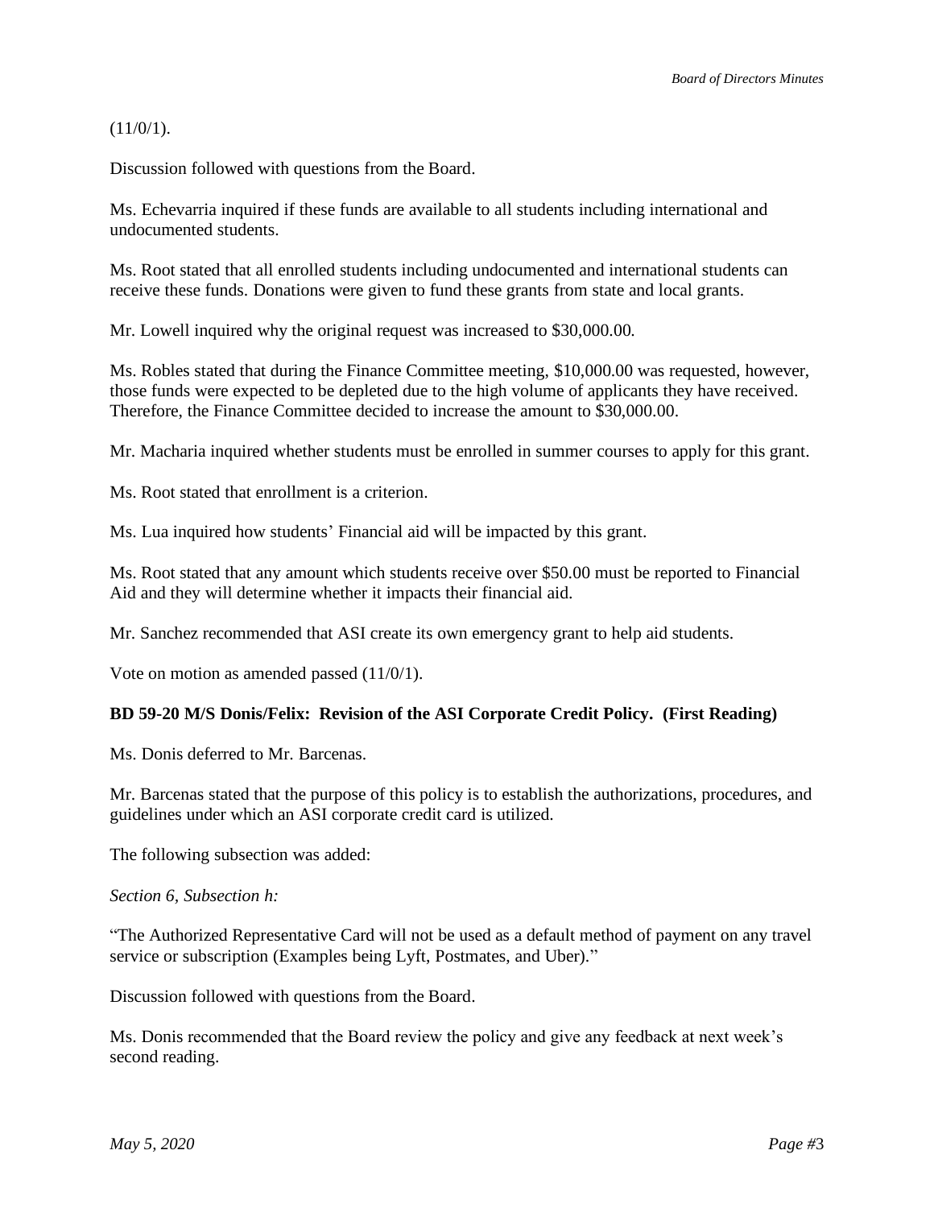(11/0/1).

Discussion followed with questions from the Board.

Ms. Echevarria inquired if these funds are available to all students including international and undocumented students.

Ms. Root stated that all enrolled students including undocumented and international students can receive these funds. Donations were given to fund these grants from state and local grants.

Mr. Lowell inquired why the original request was increased to $30,000.00.

Ms. Robles stated that during the Finance Committee meeting, $10,000.00 was requested, however, those funds were expected to be depleted due to the high volume of applicants they have received. Therefore, the Finance Committee decided to increase the amount to $30,000.00.

Mr. Macharia inquired whether students must be enrolled in summer courses to apply for this grant.

Ms. Root stated that enrollment is a criterion.

Ms. Lua inquired how students' Financial aid will be impacted by this grant.

Ms. Root stated that any amount which students receive over $50.00 must be reported to Financial Aid and they will determine whether it impacts their financial aid.

Mr. Sanchez recommended that ASI create its own emergency grant to help aid students.

Vote on motion as amended passed (11/0/1).

**BD 59-20 M/S Donis/Felix: Revision of the ASI Corporate Credit Policy. (First Reading)**

Ms. Donis deferred to Mr. Barcenas.

Mr. Barcenas stated that the purpose of this policy is to establish the authorizations, procedures, and guidelines under which an ASI corporate credit card is utilized.

The following subsection was added:

*Section 6, Subsection h:*

"The Authorized Representative Card will not be used as a default method of payment on any travel service or subscription (Examples being Lyft, Postmates, and Uber)."

Discussion followed with questions from the Board.

Ms. Donis recommended that the Board review the policy and give any feedback at next week's second reading.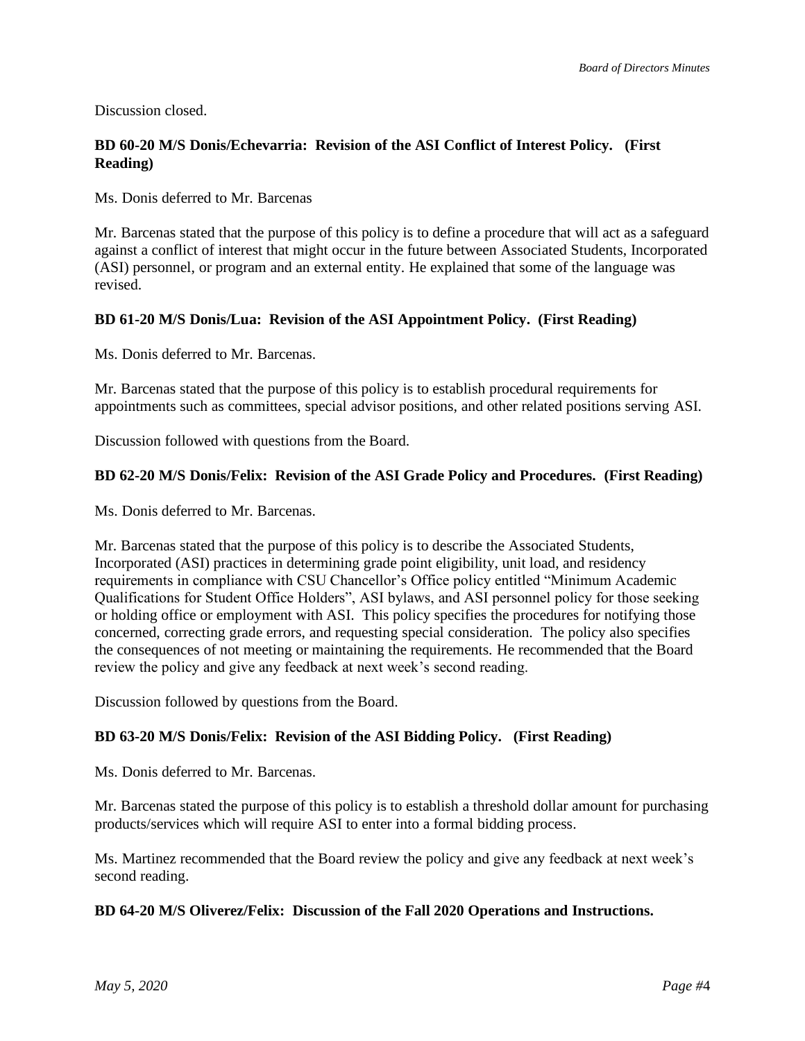Discussion closed.

**BD 60-20 M/S Donis/Echevarria: Revision of the ASI Conflict of Interest Policy. (First Reading)**

Ms. Donis deferred to Mr. Barcenas

Mr. Barcenas stated that the purpose of this policy is to define a procedure that will act as a safeguard against a conflict of interest that might occur in the future between Associated Students, Incorporated (ASI) personnel, or program and an external entity. He explained that some of the language was revised.

**BD 61-20 M/S Donis/Lua: Revision of the ASI Appointment Policy. (First Reading)**

Ms. Donis deferred to Mr. Barcenas.

Mr. Barcenas stated that the purpose of this policy is to establish procedural requirements for appointments such as committees, special advisor positions, and other related positions serving ASI.

Discussion followed with questions from the Board.

**BD 62-20 M/S Donis/Felix: Revision of the ASI Grade Policy and Procedures. (First Reading)**

Ms. Donis deferred to Mr. Barcenas.

Mr. Barcenas stated that the purpose of this policy is to describe the Associated Students, Incorporated (ASI) practices in determining grade point eligibility, unit load, and residency requirements in compliance with CSU Chancellor's Office policy entitled "Minimum Academic Qualifications for Student Office Holders", ASI bylaws, and ASI personnel policy for those seeking or holding office or employment with ASI. This policy specifies the procedures for notifying those concerned, correcting grade errors, and requesting special consideration. The policy also specifies the consequences of not meeting or maintaining the requirements. He recommended that the Board review the policy and give any feedback at next week's second reading.

Discussion followed by questions from the Board.

**BD 63-20 M/S Donis/Felix: Revision of the ASI Bidding Policy. (First Reading)**

Ms. Donis deferred to Mr. Barcenas.

Mr. Barcenas stated the purpose of this policy is to establish a threshold dollar amount for purchasing products/services which will require ASI to enter into a formal bidding process.

Ms. Martinez recommended that the Board review the policy and give any feedback at next week's second reading.

**BD 64-20 M/S Oliverez/Felix: Discussion of the Fall 2020 Operations and Instructions.**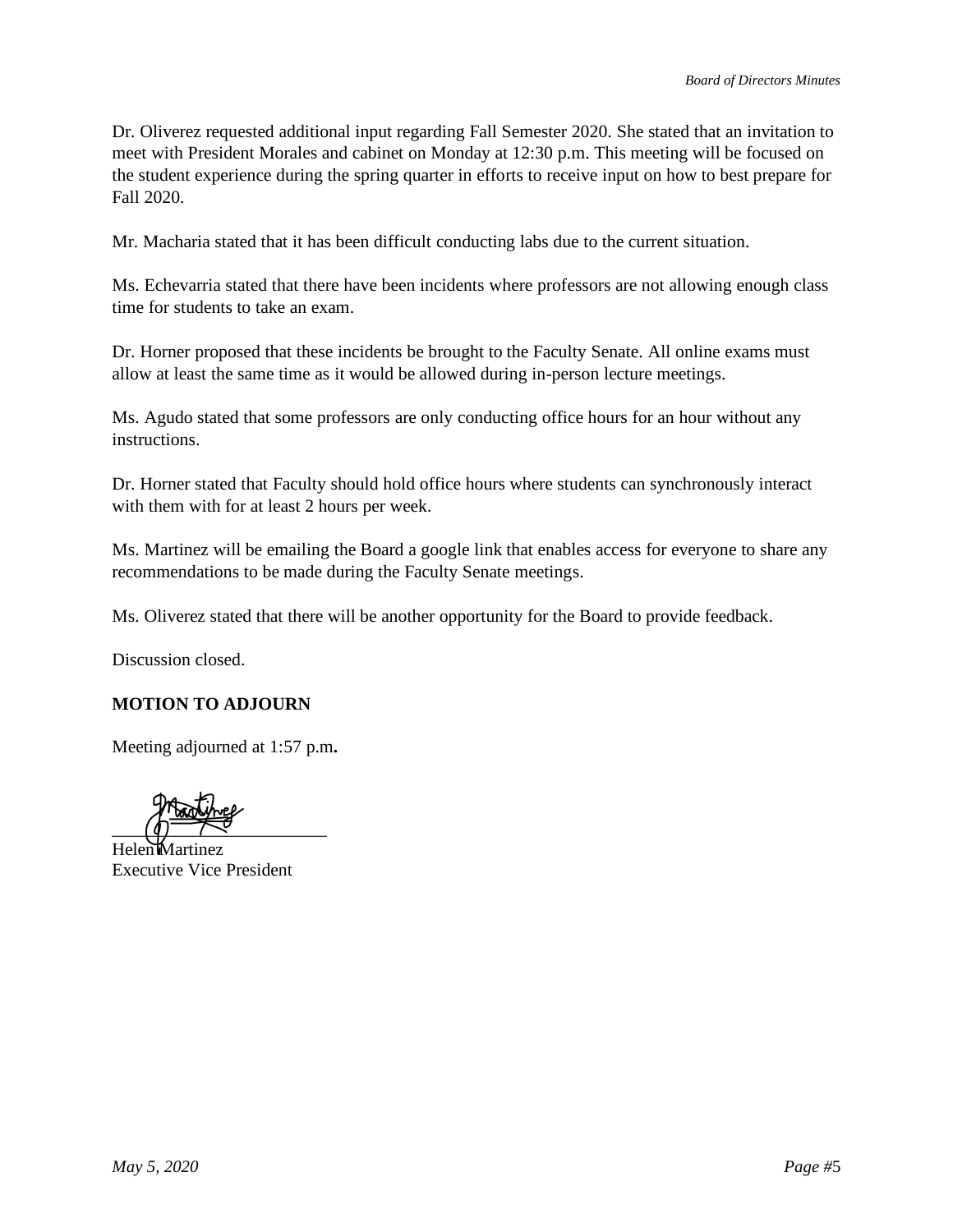Dr. Oliverez requested additional input regarding Fall Semester 2020. She stated that an invitation to meet with President Morales and cabinet on Monday at 12:30 p.m. This meeting will be focused on the student experience during the spring quarter in efforts to receive input on how to best prepare for Fall 2020.

Mr. Macharia stated that it has been difficult conducting labs due to the current situation.

Ms. Echevarria stated that there have been incidents where professors are not allowing enough class time for students to take an exam.

Dr. Horner proposed that these incidents be brought to the Faculty Senate. All online exams must allow at least the same time as it would be allowed during in-person lecture meetings.

Ms. Agudo stated that some professors are only conducting office hours for an hour without any instructions.

Dr. Horner stated that Faculty should hold office hours where students can synchronously interact with them with for at least 2 hours per week.

Ms. Martinez will be emailing the Board a google link that enables access for everyone to share any recommendations to be made during the Faculty Senate meetings.

Ms. Oliverez stated that there will be another opportunity for the Board to provide feedback.

Discussion closed.

**MOTION TO ADJOURN**

Meeting adjourned at 1:57 p.m**.**

________________________

Helen Martinez
Executive Vice President